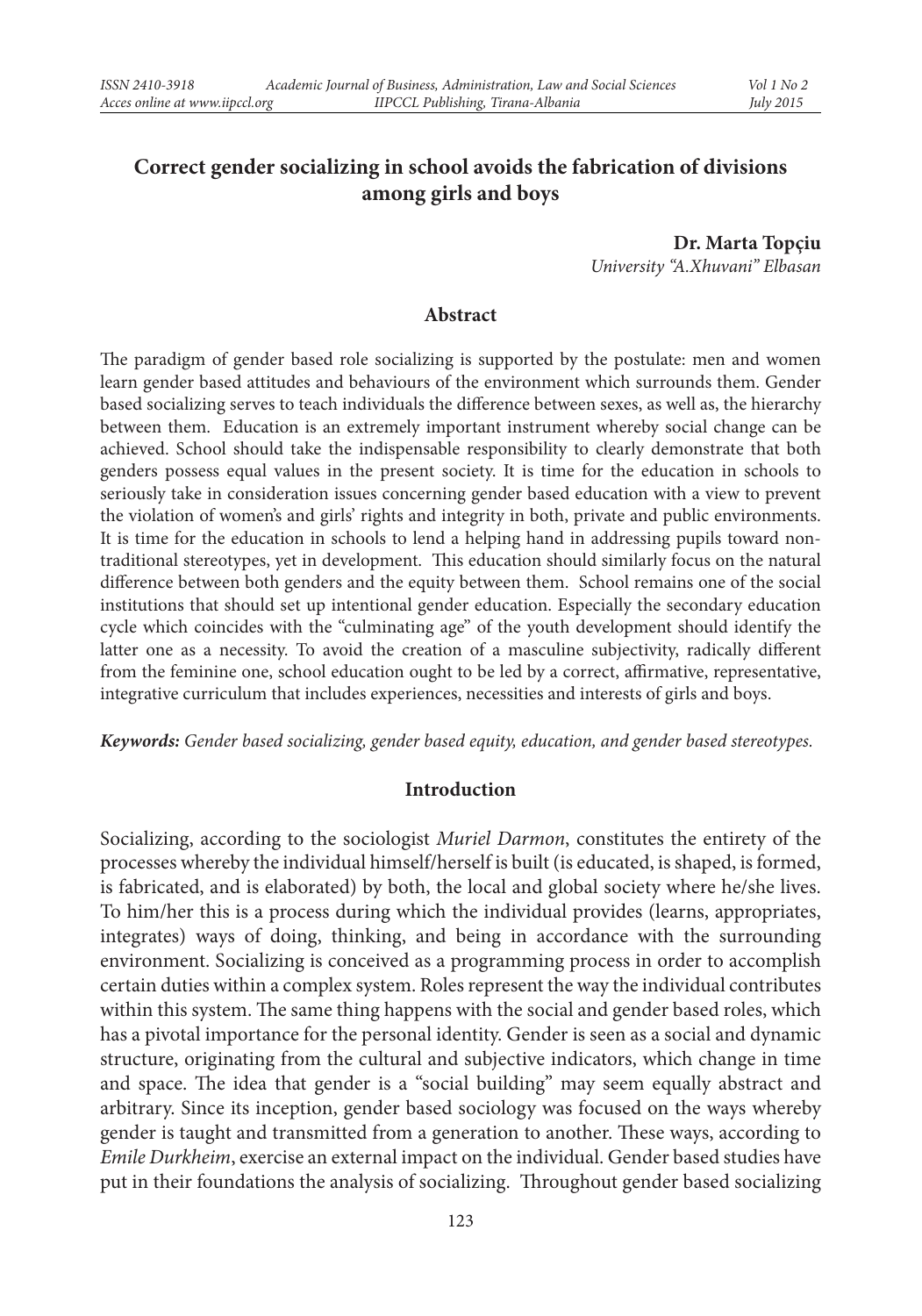# Correct gender socializing in school avoids the fabrication of divisions among girls and boys

**Dr. Marta Topçiu**
*University "A.Xhuvani" Elbasan*

## Abstract

The paradigm of gender based role socializing is supported by the postulate: men and women learn gender based attitudes and behaviours of the environment which surrounds them. Gender based socializing serves to teach individuals the difference between sexes, as well as, the hierarchy between them. Education is an extremely important instrument whereby social change can be achieved. School should take the indispensable responsibility to clearly demonstrate that both genders possess equal values in the present society. It is time for the education in schools to seriously take in consideration issues concerning gender based education with a view to prevent the violation of women's and girls' rights and integrity in both, private and public environments. It is time for the education in schools to lend a helping hand in addressing pupils toward non-traditional stereotypes, yet in development. This education should similarly focus on the natural difference between both genders and the equity between them. School remains one of the social institutions that should set up intentional gender education. Especially the secondary education cycle which coincides with the "culminating age" of the youth development should identify the latter one as a necessity. To avoid the creation of a masculine subjectivity, radically different from the feminine one, school education ought to be led by a correct, affirmative, representative, integrative curriculum that includes experiences, necessities and interests of girls and boys.

***Keywords:*** *Gender based socializing, gender based equity, education, and gender based stereotypes.*

## Introduction

Socializing, according to the sociologist *Muriel Darmon*, constitutes the entirety of the processes whereby the individual himself/herself is built (is educated, is shaped, is formed, is fabricated, and is elaborated) by both, the local and global society where he/she lives. To him/her this is a process during which the individual provides (learns, appropriates, integrates) ways of doing, thinking, and being in accordance with the surrounding environment. Socializing is conceived as a programming process in order to accomplish certain duties within a complex system. Roles represent the way the individual contributes within this system. The same thing happens with the social and gender based roles, which has a pivotal importance for the personal identity. Gender is seen as a social and dynamic structure, originating from the cultural and subjective indicators, which change in time and space. The idea that gender is a "social building" may seem equally abstract and arbitrary. Since its inception, gender based sociology was focused on the ways whereby gender is taught and transmitted from a generation to another. These ways, according to *Emile Durkheim*, exercise an external impact on the individual. Gender based studies have put in their foundations the analysis of socializing. Throughout gender based socializing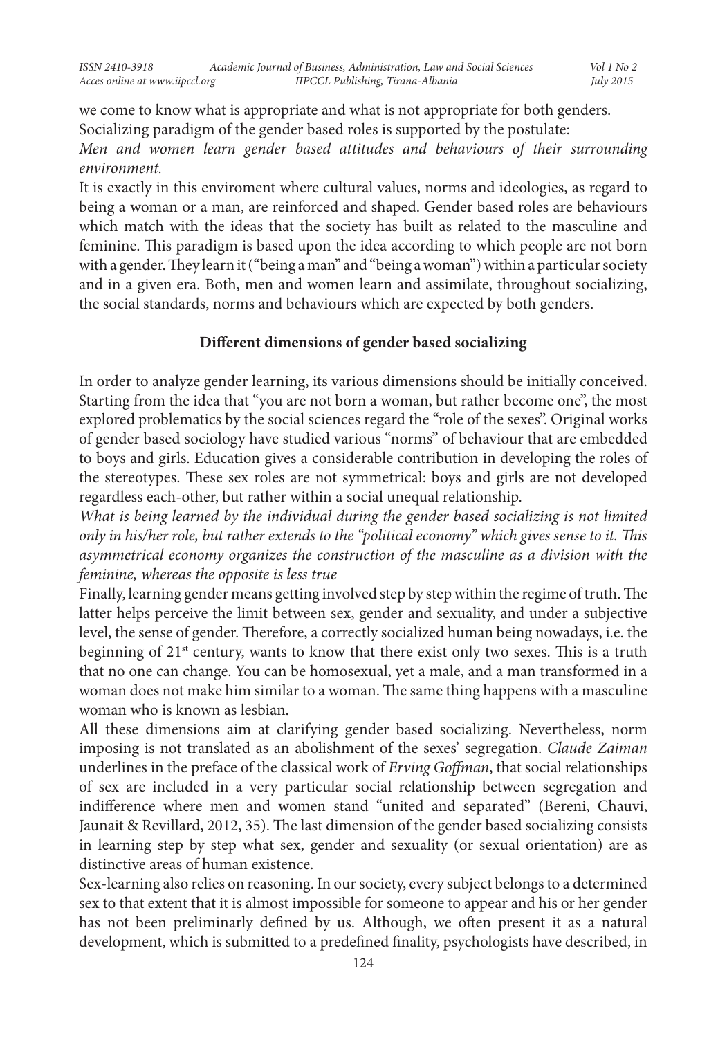we come to know what is appropriate and what is not appropriate for both genders.
Socializing paradigm of the gender based roles is supported by the postulate:

*Men and women learn gender based attitudes and behaviours of their surrounding environment.*

It is exactly in this enviroment where cultural values, norms and ideologies, as regard to being a woman or a man, are reinforced and shaped. Gender based roles are behaviours which match with the ideas that the society has built as related to the masculine and feminine. This paradigm is based upon the idea according to which people are not born with a gender. They learn it ("being a man" and "being a woman") within a particular society and in a given era. Both, men and women learn and assimilate, throughout socializing, the social standards, norms and behaviours which are expected by both genders.

## Different dimensions of gender based socializing

In order to analyze gender learning, its various dimensions should be initially conceived. Starting from the idea that "you are not born a woman, but rather become one", the most explored problematics by the social sciences regard the "role of the sexes". Original works of gender based sociology have studied various "norms" of behaviour that are embedded to boys and girls. Education gives a considerable contribution in developing the roles of the stereotypes. These sex roles are not symmetrical: boys and girls are not developed regardless each-other, but rather within a social unequal relationship.

*What is being learned by the individual during the gender based socializing is not limited only in his/her role, but rather extends to the "political economy" which gives sense to it. This asymmetrical economy organizes the construction of the masculine as a division with the feminine, whereas the opposite is less true*

Finally, learning gender means getting involved step by step within the regime of truth. The latter helps perceive the limit between sex, gender and sexuality, and under a subjective level, the sense of gender. Therefore, a correctly socialized human being nowadays, i.e. the beginning of 21st century, wants to know that there exist only two sexes. This is a truth that no one can change. You can be homosexual, yet a male, and a man transformed in a woman does not make him similar to a woman. The same thing happens with a masculine woman who is known as lesbian.

All these dimensions aim at clarifying gender based socializing. Nevertheless, norm imposing is not translated as an abolishment of the sexes' segregation. *Claude Zaiman* underlines in the preface of the classical work of *Erving Goffman*, that social relationships of sex are included in a very particular social relationship between segregation and indifference where men and women stand "united and separated" (Bereni, Chauvi, Jaunait & Revillard, 2012, 35). The last dimension of the gender based socializing consists in learning step by step what sex, gender and sexuality (or sexual orientation) are as distinctive areas of human existence.

Sex-learning also relies on reasoning. In our society, every subject belongs to a determined sex to that extent that it is almost impossible for someone to appear and his or her gender has not been preliminarly defined by us. Although, we often present it as a natural development, which is submitted to a predefined finality, psychologists have described, in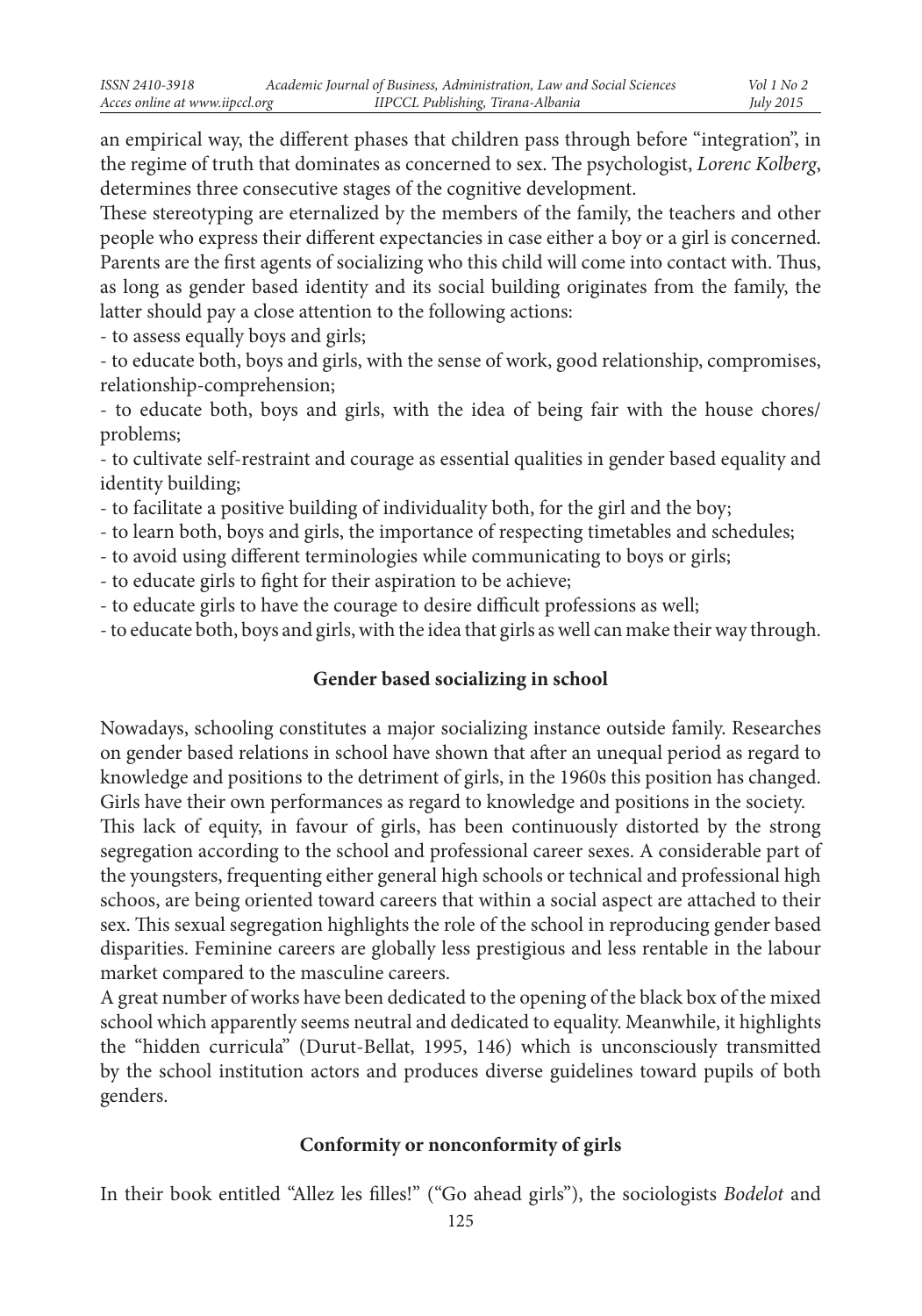an empirical way, the different phases that children pass through before "integration", in the regime of truth that dominates as concerned to sex. The psychologist, *Lorenc Kolberg*, determines three consecutive stages of the cognitive development.

These stereotyping are eternalized by the members of the family, the teachers and other people who express their different expectancies in case either a boy or a girl is concerned. Parents are the first agents of socializing who this child will come into contact with. Thus, as long as gender based identity and its social building originates from the family, the latter should pay a close attention to the following actions:

- to assess equally boys and girls;
- to educate both, boys and girls, with the sense of work, good relationship, compromises, relationship-comprehension;
- to educate both, boys and girls, with the idea of being fair with the house chores/ problems;
- to cultivate self-restraint and courage as essential qualities in gender based equality and identity building;
- to facilitate a positive building of individuality both, for the girl and the boy;
- to learn both, boys and girls, the importance of respecting timetables and schedules;
- to avoid using different terminologies while communicating to boys or girls;
- to educate girls to fight for their aspiration to be achieve;
- to educate girls to have the courage to desire difficult professions as well;
- to educate both, boys and girls, with the idea that girls as well can make their way through.

## Gender based socializing in school

Nowadays, schooling constitutes a major socializing instance outside family. Researches on gender based relations in school have shown that after an unequal period as regard to knowledge and positions to the detriment of girls, in the 1960s this position has changed. Girls have their own performances as regard to knowledge and positions in the society.

This lack of equity, in favour of girls, has been continuously distorted by the strong segregation according to the school and professional career sexes. A considerable part of the youngsters, frequenting either general high schools or technical and professional high schoos, are being oriented toward careers that within a social aspect are attached to their sex. This sexual segregation highlights the role of the school in reproducing gender based disparities. Feminine careers are globally less prestigious and less rentable in the labour market compared to the masculine careers.

A great number of works have been dedicated to the opening of the black box of the mixed school which apparently seems neutral and dedicated to equality. Meanwhile, it highlights the "hidden curricula" (Durut-Bellat, 1995, 146) which is unconsciously transmitted by the school institution actors and produces diverse guidelines toward pupils of both genders.

## Conformity or nonconformity of girls

In their book entitled "Allez les filles!" ("Go ahead girls"), the sociologists *Bodelot* and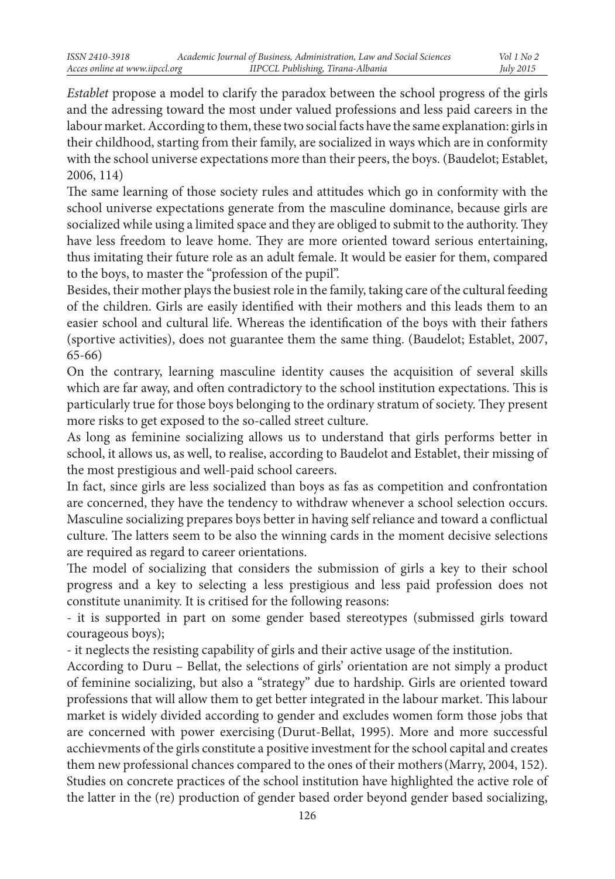*Establet* propose a model to clarify the paradox between the school progress of the girls and the adressing toward the most under valued professions and less paid careers in the labour market. According to them, these two social facts have the same explanation: girls in their childhood, starting from their family, are socialized in ways which are in conformity with the school universe expectations more than their peers, the boys. (Baudelot; Establet, 2006, 114)

The same learning of those society rules and attitudes which go in conformity with the school universe expectations generate from the masculine dominance, because girls are socialized while using a limited space and they are obliged to submit to the authority. They have less freedom to leave home. They are more oriented toward serious entertaining, thus imitating their future role as an adult female. It would be easier for them, compared to the boys, to master the "profession of the pupil".

Besides, their mother plays the busiest role in the family, taking care of the cultural feeding of the children. Girls are easily identified with their mothers and this leads them to an easier school and cultural life. Whereas the identification of the boys with their fathers (sportive activities), does not guarantee them the same thing. (Baudelot; Establet, 2007, 65-66)

On the contrary, learning masculine identity causes the acquisition of several skills which are far away, and often contradictory to the school institution expectations. This is particularly true for those boys belonging to the ordinary stratum of society. They present more risks to get exposed to the so-called street culture.

As long as feminine socializing allows us to understand that girls performs better in school, it allows us, as well, to realise, according to Baudelot and Establet, their missing of the most prestigious and well-paid school careers.

In fact, since girls are less socialized than boys as fas as competition and confrontation are concerned, they have the tendency to withdraw whenever a school selection occurs. Masculine socializing prepares boys better in having self reliance and toward a conflictual culture. The latters seem to be also the winning cards in the moment decisive selections are required as regard to career orientations.

The model of socializing that considers the submission of girls a key to their school progress and a key to selecting a less prestigious and less paid profession does not constitute unanimity. It is critised for the following reasons:

- it is supported in part on some gender based stereotypes (submissed girls toward courageous boys);
- it neglects the resisting capability of girls and their active usage of the institution.

According to Duru – Bellat, the selections of girls' orientation are not simply a product of feminine socializing, but also a "strategy" due to hardship. Girls are oriented toward professions that will allow them to get better integrated in the labour market. This labour market is widely divided according to gender and excludes women form those jobs that are concerned with power exercising (Durut-Bellat, 1995). More and more successful acchievments of the girls constitute a positive investment for the school capital and creates them new professional chances compared to the ones of their mothers (Marry, 2004, 152).

Studies on concrete practices of the school institution have highlighted the active role of the latter in the (re) production of gender based order beyond gender based socializing,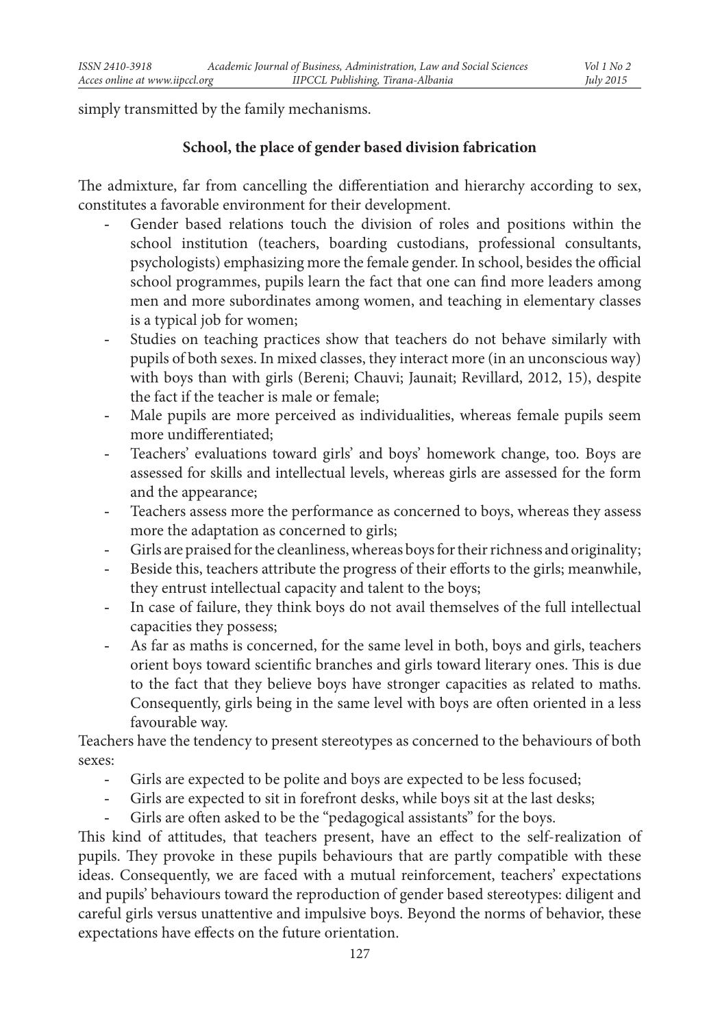simply transmitted by the family mechanisms.

## School, the place of gender based division fabrication

The admixture, far from cancelling the differentiation and hierarchy according to sex, constitutes a favorable environment for their development.

- Gender based relations touch the division of roles and positions within the school institution (teachers, boarding custodians, professional consultants, psychologists) emphasizing more the female gender. In school, besides the official school programmes, pupils learn the fact that one can find more leaders among men and more subordinates among women, and teaching in elementary classes is a typical job for women;
- Studies on teaching practices show that teachers do not behave similarly with pupils of both sexes. In mixed classes, they interact more (in an unconscious way) with boys than with girls (Bereni; Chauvi; Jaunait; Revillard, 2012, 15), despite the fact if the teacher is male or female;
- Male pupils are more perceived as individualities, whereas female pupils seem more undifferentiated;
- Teachers' evaluations toward girls' and boys' homework change, too. Boys are assessed for skills and intellectual levels, whereas girls are assessed for the form and the appearance;
- Teachers assess more the performance as concerned to boys, whereas they assess more the adaptation as concerned to girls;
- Girls are praised for the cleanliness, whereas boys for their richness and originality;
- Beside this, teachers attribute the progress of their efforts to the girls; meanwhile, they entrust intellectual capacity and talent to the boys;
- In case of failure, they think boys do not avail themselves of the full intellectual capacities they possess;
- As far as maths is concerned, for the same level in both, boys and girls, teachers orient boys toward scientific branches and girls toward literary ones. This is due to the fact that they believe boys have stronger capacities as related to maths. Consequently, girls being in the same level with boys are often oriented in a less favourable way.

Teachers have the tendency to present stereotypes as concerned to the behaviours of both sexes:

- Girls are expected to be polite and boys are expected to be less focused;
- Girls are expected to sit in forefront desks, while boys sit at the last desks;
- Girls are often asked to be the "pedagogical assistants" for the boys.

This kind of attitudes, that teachers present, have an effect to the self-realization of pupils. They provoke in these pupils behaviours that are partly compatible with these ideas. Consequently, we are faced with a mutual reinforcement, teachers' expectations and pupils' behaviours toward the reproduction of gender based stereotypes: diligent and careful girls versus unattentive and impulsive boys. Beyond the norms of behavior, these expectations have effects on the future orientation.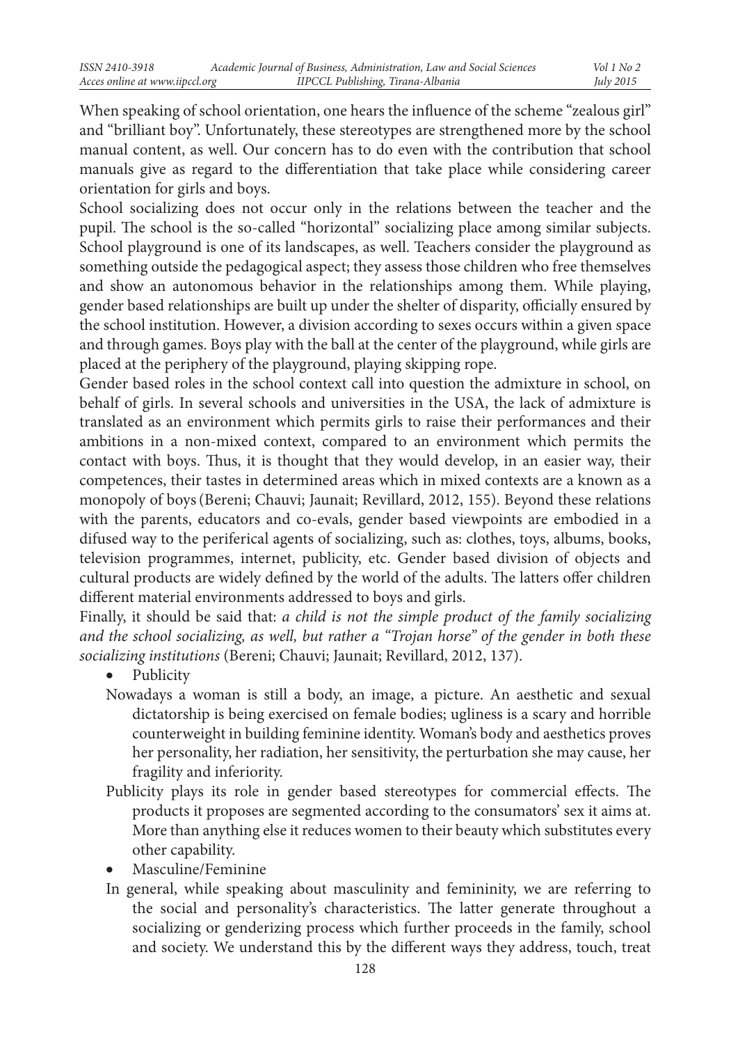When speaking of school orientation, one hears the influence of the scheme "zealous girl" and "brilliant boy". Unfortunately, these stereotypes are strengthened more by the school manual content, as well. Our concern has to do even with the contribution that school manuals give as regard to the differentiation that take place while considering career orientation for girls and boys.

School socializing does not occur only in the relations between the teacher and the pupil. The school is the so-called "horizontal" socializing place among similar subjects. School playground is one of its landscapes, as well. Teachers consider the playground as something outside the pedagogical aspect; they assess those children who free themselves and show an autonomous behavior in the relationships among them. While playing, gender based relationships are built up under the shelter of disparity, officially ensured by the school institution. However, a division according to sexes occurs within a given space and through games. Boys play with the ball at the center of the playground, while girls are placed at the periphery of the playground, playing skipping rope.

Gender based roles in the school context call into question the admixture in school, on behalf of girls. In several schools and universities in the USA, the lack of admixture is translated as an environment which permits girls to raise their performances and their ambitions in a non-mixed context, compared to an environment which permits the contact with boys. Thus, it is thought that they would develop, in an easier way, their competences, their tastes in determined areas which in mixed contexts are a known as a monopoly of boys (Bereni; Chauvi; Jaunait; Revillard, 2012, 155). Beyond these relations with the parents, educators and co-evals, gender based viewpoints are embodied in a difused way to the periferical agents of socializing, such as: clothes, toys, albums, books, television programmes, internet, publicity, etc. Gender based division of objects and cultural products are widely defined by the world of the adults. The latters offer children different material environments addressed to boys and girls.

Finally, it should be said that: *a child is not the simple product of the family socializing and the school socializing, as well, but rather a "Trojan horse" of the gender in both these socializing institutions* (Bereni; Chauvi; Jaunait; Revillard, 2012, 137).

- Publicity

Nowadays a woman is still a body, an image, a picture. An aesthetic and sexual dictatorship is being exercised on female bodies; ugliness is a scary and horrible counterweight in building feminine identity. Woman's body and aesthetics proves her personality, her radiation, her sensitivity, the perturbation she may cause, her fragility and inferiority.

Publicity plays its role in gender based stereotypes for commercial effects. The products it proposes are segmented according to the consumators' sex it aims at. More than anything else it reduces women to their beauty which substitutes every other capability.

- Masculine/Feminine

In general, while speaking about masculinity and femininity, we are referring to the social and personality's characteristics. The latter generate throughout a socializing or genderizing process which further proceeds in the family, school and society. We understand this by the different ways they address, touch, treat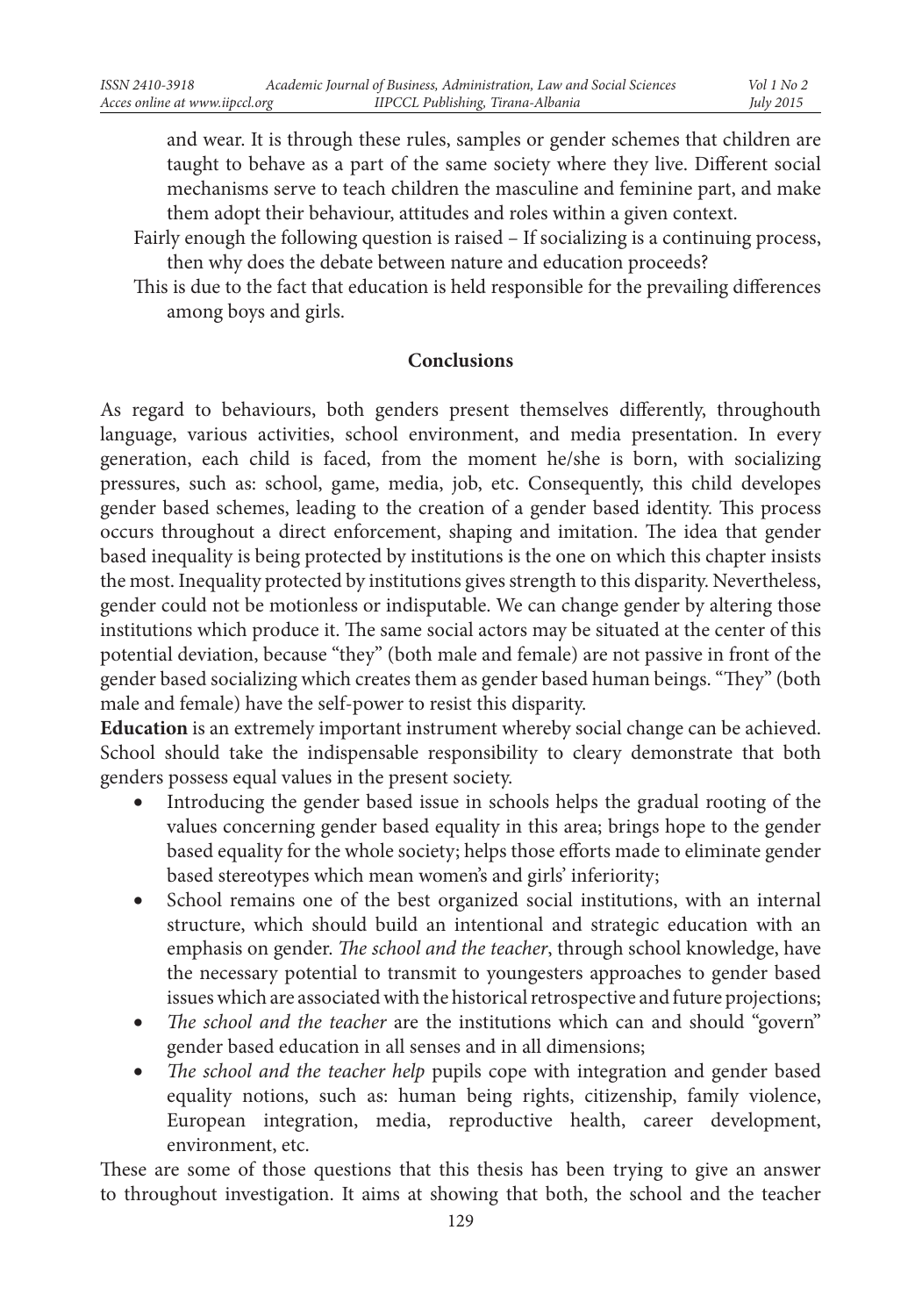and wear. It is through these rules, samples or gender schemes that children are taught to behave as a part of the same society where they live. Different social mechanisms serve to teach children the masculine and feminine part, and make them adopt their behaviour, attitudes and roles within a given context.

Fairly enough the following question is raised – If socializing is a continuing process, then why does the debate between nature and education proceeds?

This is due to the fact that education is held responsible for the prevailing differences among boys and girls.

## Conclusions

As regard to behaviours, both genders present themselves differently, throughouth language, various activities, school environment, and media presentation. In every generation, each child is faced, from the moment he/she is born, with socializing pressures, such as: school, game, media, job, etc. Consequently, this child developes gender based schemes, leading to the creation of a gender based identity. This process occurs throughout a direct enforcement, shaping and imitation. The idea that gender based inequality is being protected by institutions is the one on which this chapter insists the most. Inequality protected by institutions gives strength to this disparity. Nevertheless, gender could not be motionless or indisputable. We can change gender by altering those institutions which produce it. The same social actors may be situated at the center of this potential deviation, because "they" (both male and female) are not passive in front of the gender based socializing which creates them as gender based human beings. "They" (both male and female) have the self-power to resist this disparity.

**Education** is an extremely important instrument whereby social change can be achieved. School should take the indispensable responsibility to cleary demonstrate that both genders possess equal values in the present society.

- Introducing the gender based issue in schools helps the gradual rooting of the values concerning gender based equality in this area; brings hope to the gender based equality for the whole society; helps those efforts made to eliminate gender based stereotypes which mean women's and girls' inferiority;
- School remains one of the best organized social institutions, with an internal structure, which should build an intentional and strategic education with an emphasis on gender. *The school and the teacher*, through school knowledge, have the necessary potential to transmit to youngesters approaches to gender based issues which are associated with the historical retrospective and future projections;
- *The school and the teacher* are the institutions which can and should "govern" gender based education in all senses and in all dimensions;
- *The school and the teacher help* pupils cope with integration and gender based equality notions, such as: human being rights, citizenship, family violence, European integration, media, reproductive health, career development, environment, etc.

These are some of those questions that this thesis has been trying to give an answer to throughout investigation. It aims at showing that both, the school and the teacher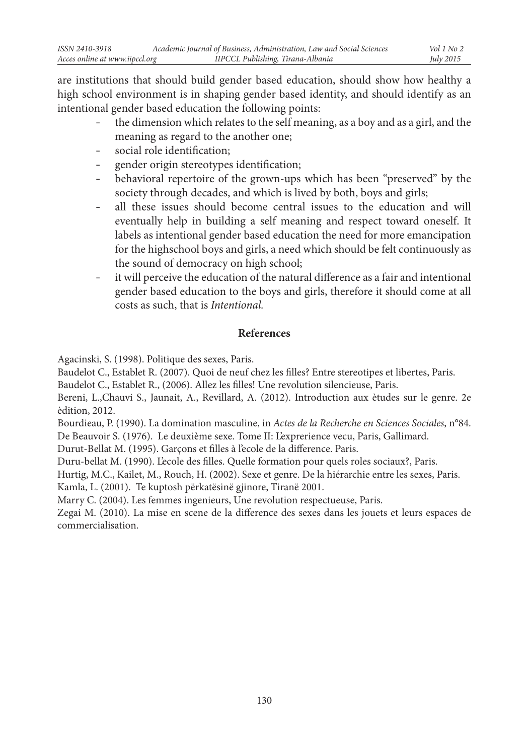are institutions that should build gender based education, should show how healthy a high school environment is in shaping gender based identity, and should identify as an intentional gender based education the following points:

- the dimension which relates to the self meaning, as a boy and as a girl, and the meaning as regard to the another one;
- social role identification;
- gender origin stereotypes identification;
- behavioral repertoire of the grown-ups which has been "preserved" by the society through decades, and which is lived by both, boys and girls;
- all these issues should become central issues to the education and will eventually help in building a self meaning and respect toward oneself. It labels as intentional gender based education the need for more emancipation for the highschool boys and girls, a need which should be felt continuously as the sound of democracy on high school;
- it will perceive the education of the natural difference as a fair and intentional gender based education to the boys and girls, therefore it should come at all costs as such, that is *Intentional.*

## References

Agacinski, S. (1998). Politique des sexes, Paris.

Baudelot C., Establet R. (2007). Quoi de neuf chez les filles? Entre stereotipes et libertes, Paris.

Baudelot C., Establet R., (2006). Allez les filles! Une revolution silencieuse, Paris.

Bereni, L.,Chauvi S., Jaunait, A., Revillard, A. (2012). Introduction aux ètudes sur le genre. 2e èdition, 2012.

Bourdieau, P. (1990). La domination masculine, in *Actes de la Recherche en Sciences Sociales*, n°84.

De Beauvoir S. (1976). Le deuxième sexe. Tome II: L'exprerience vecu, Paris, Gallimard.

Durut-Bellat M. (1995). Garçons et filles à l'ecole de la difference. Paris.

Duru-bellat M. (1990). L'ecole des filles. Quelle formation pour quels roles sociaux?, Paris.

Hurtig, M.C., Kailet, M., Rouch, H. (2002). Sexe et genre. De la hiérarchie entre les sexes, Paris.

Kamla, L. (2001). Te kuptosh përkatësinë gjinore, Tiranë 2001.

Marry C. (2004). Les femmes ingenieurs, Une revolution respectueuse, Paris.

Zegai M. (2010). La mise en scene de la difference des sexes dans les jouets et leurs espaces de commercialisation.